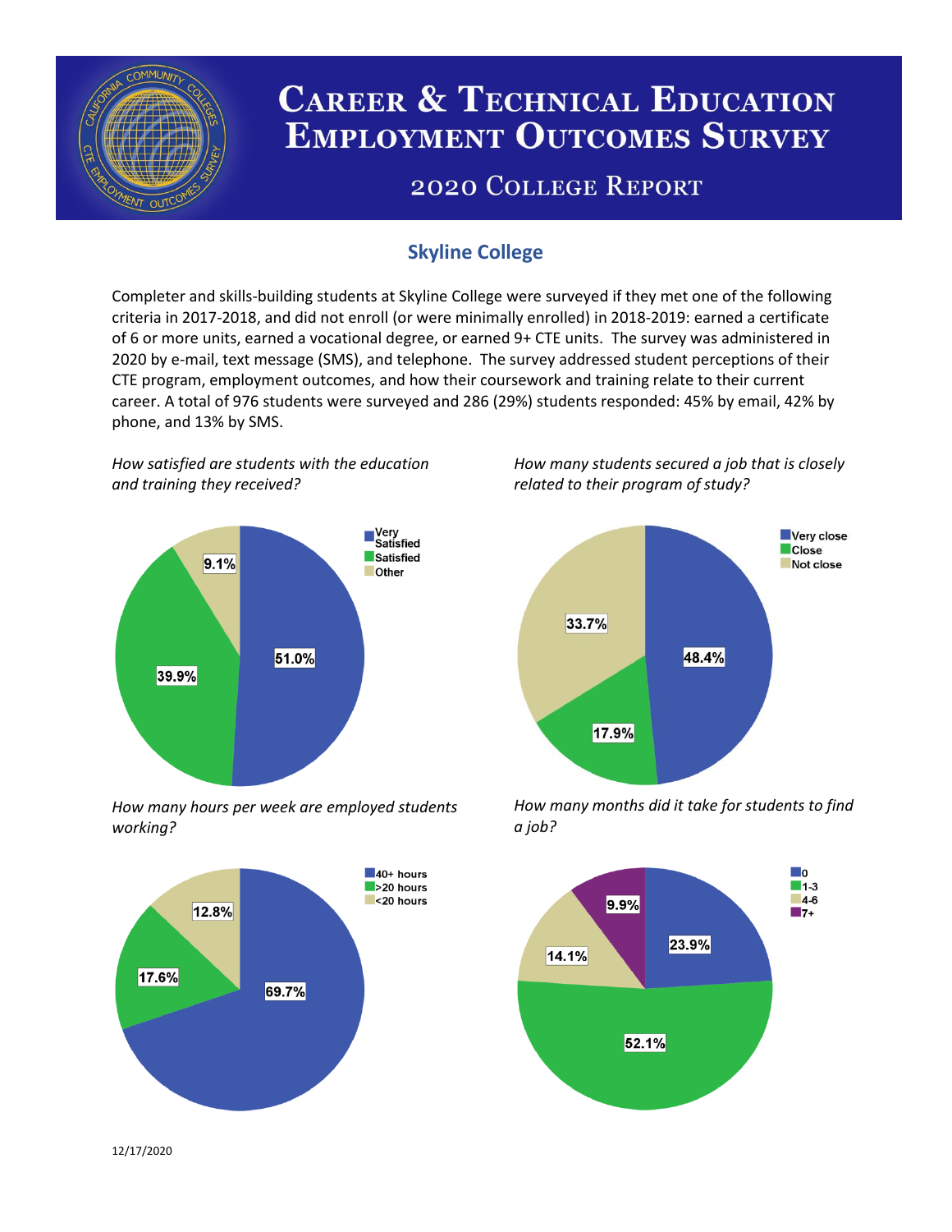# Career & Technical Education Employment Outcomes Survey

## 2020 College Report

### Skyline College

Completer and skills-building students at Skyline College were surveyed if they met one of the following criteria in 2017-2018, and did not enroll (or were minimally enrolled) in 2018-2019: earned a certificate of 6 or more units, earned a vocational degree, or earned 9+ CTE units. The survey was administered in 2020 by e-mail, text message (SMS), and telephone. The survey addressed student perceptions of their CTE program, employment outcomes, and how their coursework and training relate to their current career. A total of 976 students were surveyed and 286 (29%) students responded: 45% by email, 42% by phone, and 13% by SMS.

*How satisfied are students with the education and training they received?*

| Response | Percent |
| --- | --- |
| Very Satisfied | 51.0% |
| Satisfied | 39.9% |
| Other | 9.1% |

*How many students secured a job that is closely related to their program of study?*

| Response | Percent |
| --- | --- |
| Very close | 48.4% |
| Close | 17.9% |
| Not close | 33.7% |

*How many hours per week are employed students working?*

| Response | Percent |
| --- | --- |
| 40+ hours | 69.7% |
| >20 hours | 17.6% |
| <20 hours | 12.8% |

*How many months did it take for students to find a job?*

| Response | Percent |
| --- | --- |
| 0 | 23.9% |
| 1-3 | 52.1% |
| 4-6 | 14.1% |
| 7+ | 9.9% |

12/17/2020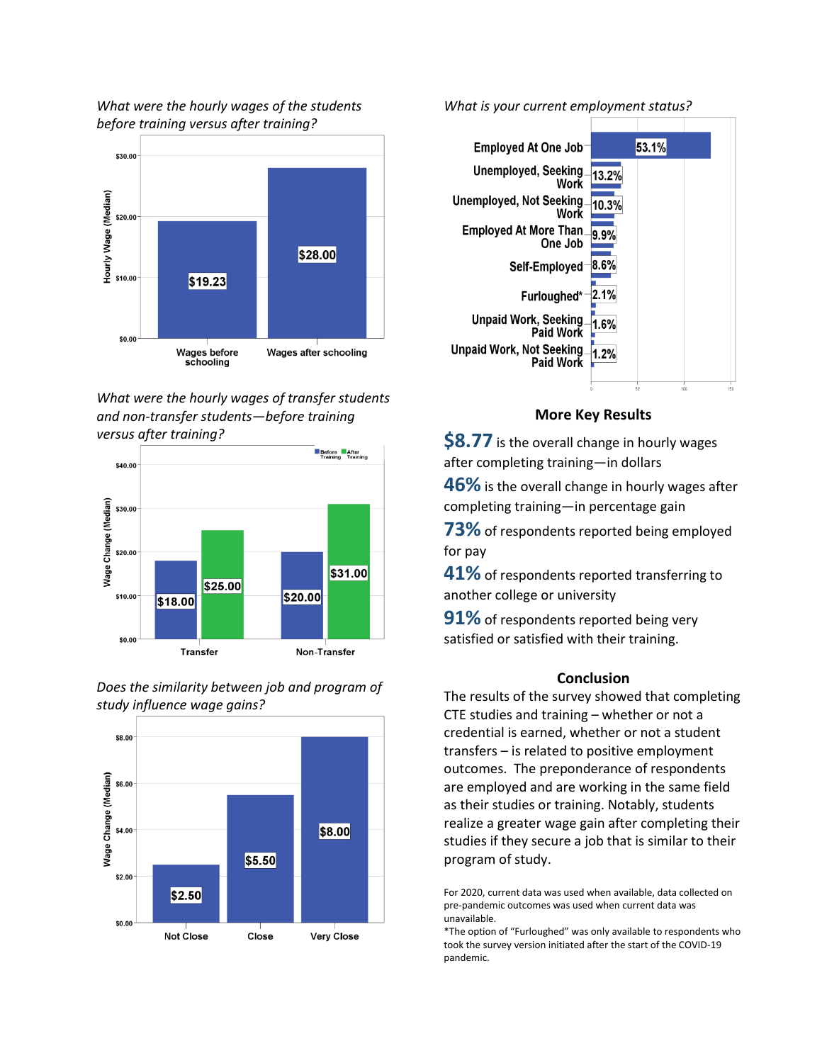*What were the hourly wages of the students before training versus after training?*

Hourly Wage (Median)

$30.00
$20.00
$10.00
$0.00

$19.23
$28.00

Wages before schooling
Wages after schooling

*What were the hourly wages of transfer students and non-transfer students—before training versus after training?*

Before Training
After Training

Wage Change (Median)

$40.00
$30.00
$20.00
$10.00
$0.00

$18.00
$25.00
$20.00
$31.00

Transfer
Non-Transfer

*Does the similarity between job and program of study influence wage gains?*

Wage Change (Median)

$8.00
$6.00
$4.00
$2.00
$0.00

$2.50
$5.50
$8.00

Not Close
Close
Very Close

*What is your current employment status?*

Employed At One Job 53.1%
Unemployed, Seeking Work 13.2%
Unemployed, Not Seeking Work 10.3%
Employed At More Than One Job 9.9%
Self-Employed 8.6%
Furloughed* 2.1%
Unpaid Work, Seeking Paid Work 1.6%
Unpaid Work, Not Seeking Paid Work 1.2%

0
50
100
150

## More Key Results

**$8.77** is the overall change in hourly wages after completing training—in dollars

**46%** is the overall change in hourly wages after completing training—in percentage gain

**73%** of respondents reported being employed for pay

**41%** of respondents reported transferring to another college or university

**91%** of respondents reported being very satisfied or satisfied with their training.

## Conclusion

The results of the survey showed that completing CTE studies and training – whether or not a credential is earned, whether or not a student transfers – is related to positive employment outcomes. The preponderance of respondents are employed and are working in the same field as their studies or training. Notably, students realize a greater wage gain after completing their studies if they secure a job that is similar to their program of study.

For 2020, current data was used when available, data collected on pre-pandemic outcomes was used when current data was unavailable.
*The option of "Furloughed" was only available to respondents who took the survey version initiated after the start of the COVID-19 pandemic.